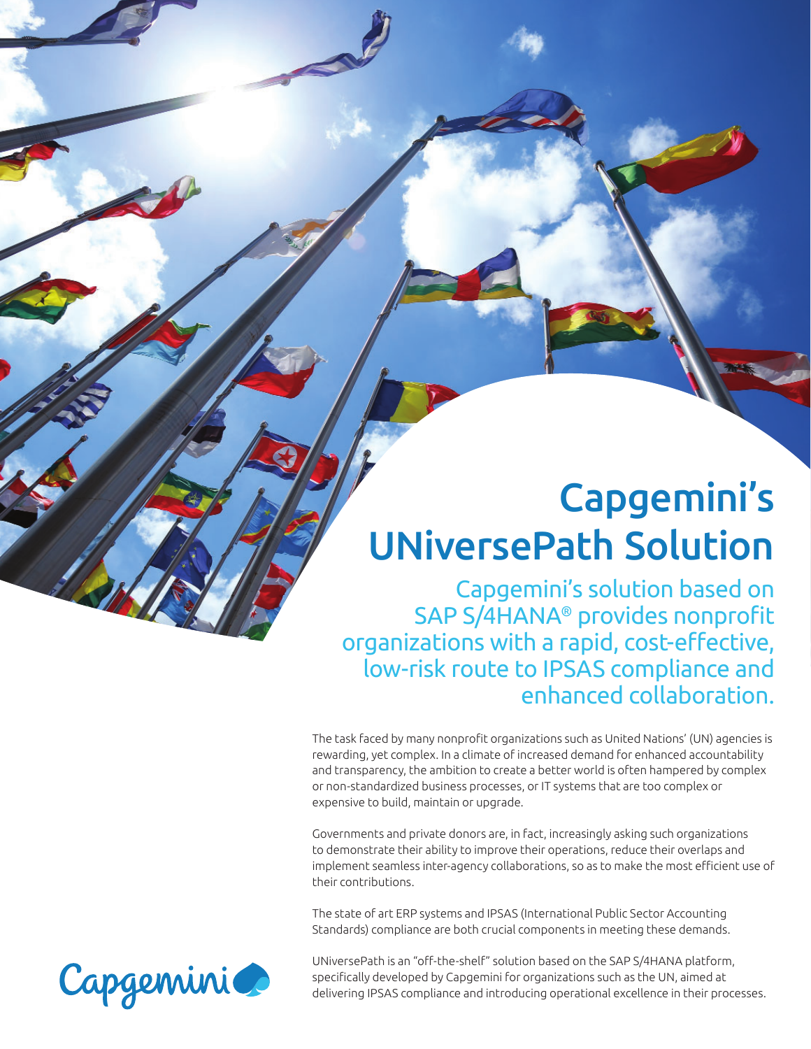# Capgemini's UNiversePath Solution

## Capgemini's solution based on SAP S/4HANA® provides nonprofit organizations with a rapid, cost-effective, low-risk route to IPSAS compliance and enhanced collaboration.

The task faced by many nonprofit organizations such as United Nations' (UN) agencies is rewarding, yet complex. In a climate of increased demand for enhanced accountability and transparency, the ambition to create a better world is often hampered by complex or non-standardized business processes, or IT systems that are too complex or expensive to build, maintain or upgrade.

Governments and private donors are, in fact, increasingly asking such organizations to demonstrate their ability to improve their operations, reduce their overlaps and implement seamless inter-agency collaborations, so as to make the most efficient use of their contributions.

The state of art ERP systems and IPSAS (International Public Sector Accounting Standards) compliance are both crucial components in meeting these demands.

UNiversePath is an "off-the-shelf" solution based on the SAP S/4HANA platform, specifically developed by Capgemini for organizations such as the UN, aimed at delivering IPSAS compliance and introducing operational excellence in their processes.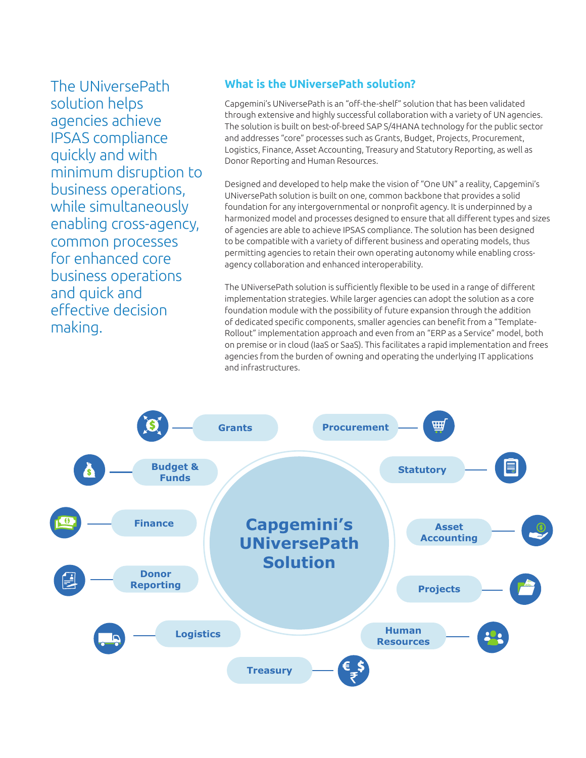The UNiversePath solution helps agencies achieve IPSAS compliance quickly and with minimum disruption to business operations, while simultaneously enabling cross-agency, common processes for enhanced core business operations and quick and effective decision making.

## What is the UNiversePath solution?

Capgemini's UNiversePath is an "off-the-shelf" solution that has been validated through extensive and highly successful collaboration with a variety of UN agencies. The solution is built on best-of-breed SAP S/4HANA technology for the public sector and addresses "core" processes such as Grants, Budget, Projects, Procurement, Logistics, Finance, Asset Accounting, Treasury and Statutory Reporting, as well as Donor Reporting and Human Resources.

Designed and developed to help make the vision of "One UN" a reality, Capgemini's UNiversePath solution is built on one, common backbone that provides a solid foundation for any intergovernmental or nonprofit agency. It is underpinned by a harmonized model and processes designed to ensure that all different types and sizes of agencies are able to achieve IPSAS compliance. The solution has been designed to be compatible with a variety of different business and operating models, thus permitting agencies to retain their own operating autonomy while enabling cross-agency collaboration and enhanced interoperability.

The UNiversePath solution is sufficiently flexible to be used in a range of different implementation strategies. While larger agencies can adopt the solution as a core foundation module with the possibility of future expansion through the addition of dedicated specific components, smaller agencies can benefit from a "Template-Rollout" implementation approach and even from an "ERP as a Service" model, both on premise or in cloud (IaaS or SaaS). This facilitates a rapid implementation and frees agencies from the burden of owning and operating the underlying IT applications and infrastructures.

**Capgemini's UNiversePath Solution**

- Grants
- Procurement
- Budget & Funds
- Statutory
- Finance
- Asset Accounting
- Donor Reporting
- Projects
- Logistics
- Human Resources
- Treasury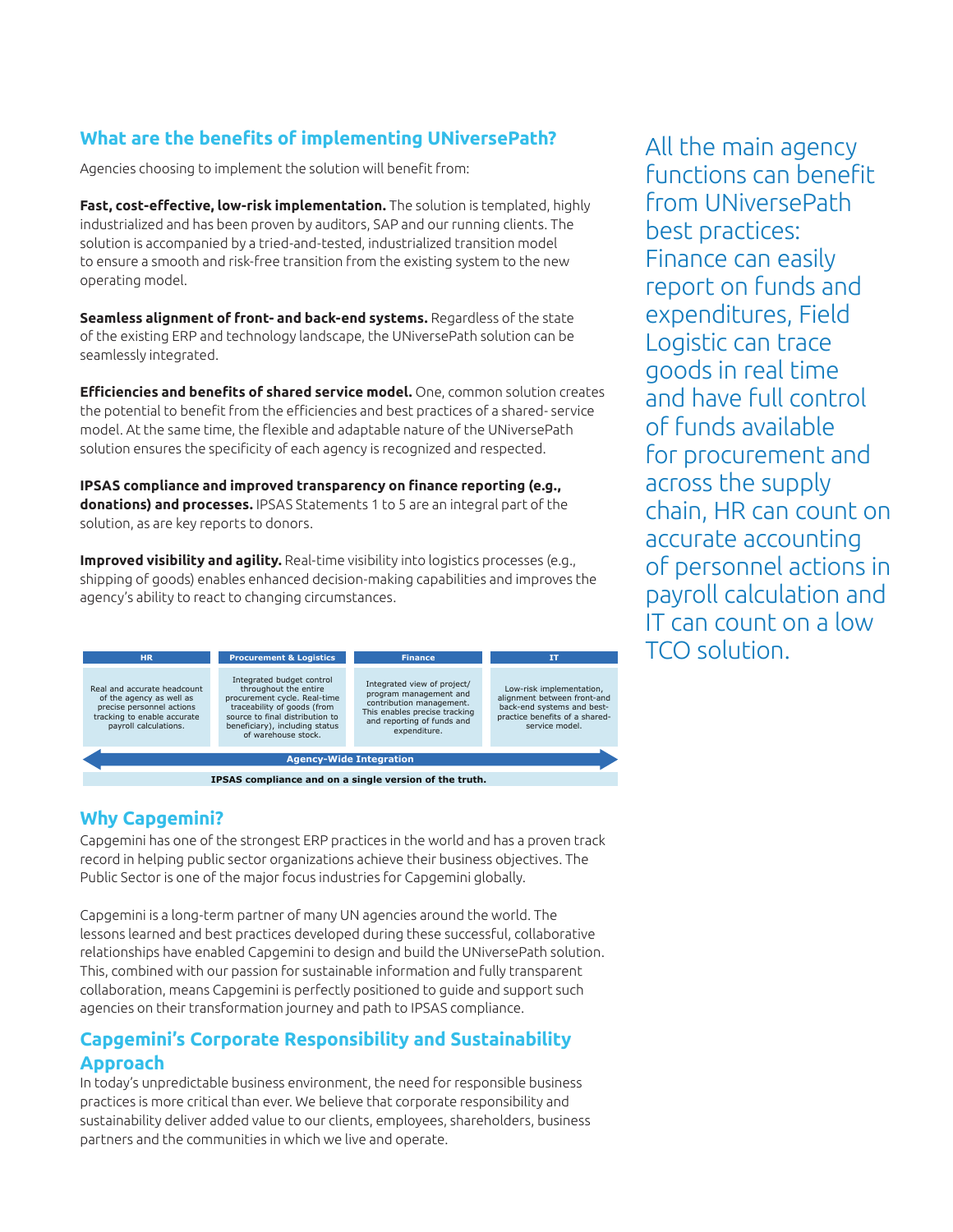## What are the benefits of implementing UNiversePath?

Agencies choosing to implement the solution will benefit from:

**Fast, cost-effective, low-risk implementation.** The solution is templated, highly industrialized and has been proven by auditors, SAP and our running clients. The solution is accompanied by a tried-and-tested, industrialized transition model to ensure a smooth and risk-free transition from the existing system to the new operating model.

**Seamless alignment of front- and back-end systems.** Regardless of the state of the existing ERP and technology landscape, the UNiversePath solution can be seamlessly integrated.

**Efficiencies and benefits of shared service model.** One, common solution creates the potential to benefit from the efficiencies and best practices of a shared- service model. At the same time, the flexible and adaptable nature of the UNiversePath solution ensures the specificity of each agency is recognized and respected.

**IPSAS compliance and improved transparency on finance reporting (e.g., donations) and processes.** IPSAS Statements 1 to 5 are an integral part of the solution, as are key reports to donors.

**Improved visibility and agility.** Real-time visibility into logistics processes (e.g., shipping of goods) enables enhanced decision-making capabilities and improves the agency's ability to react to changing circumstances.

| HR | Procurement & Logistics | Finance | IT |
|---|---|---|---|
| Real and accurate headcount of the agency as well as precise personnel actions tracking to enable accurate payroll calculations. | Integrated budget control throughout the entire procurement cycle. Real-time traceability of goods (from source to final distribution to beneficiary), including status of warehouse stock. | Integrated view of project/ program management and contribution management. This enables precise tracking and reporting of funds and expenditure. | Low-risk implementation, alignment between front-and back-end systems and best-practice benefits of a shared-service model. |

Agency-Wide Integration

IPSAS compliance and on a single version of the truth.

All the main agency functions can benefit from UNiversePath best practices: Finance can easily report on funds and expenditures, Field Logistic can trace goods in real time and have full control of funds available for procurement and across the supply chain, HR can count on accurate accounting of personnel actions in payroll calculation and IT can count on a low TCO solution.

## Why Capgemini?

Capgemini has one of the strongest ERP practices in the world and has a proven track record in helping public sector organizations achieve their business objectives. The Public Sector is one of the major focus industries for Capgemini globally.

Capgemini is a long-term partner of many UN agencies around the world. The lessons learned and best practices developed during these successful, collaborative relationships have enabled Capgemini to design and build the UNiversePath solution. This, combined with our passion for sustainable information and fully transparent collaboration, means Capgemini is perfectly positioned to guide and support such agencies on their transformation journey and path to IPSAS compliance.

## Capgemini's Corporate Responsibility and Sustainability Approach

In today's unpredictable business environment, the need for responsible business practices is more critical than ever. We believe that corporate responsibility and sustainability deliver added value to our clients, employees, shareholders, business partners and the communities in which we live and operate.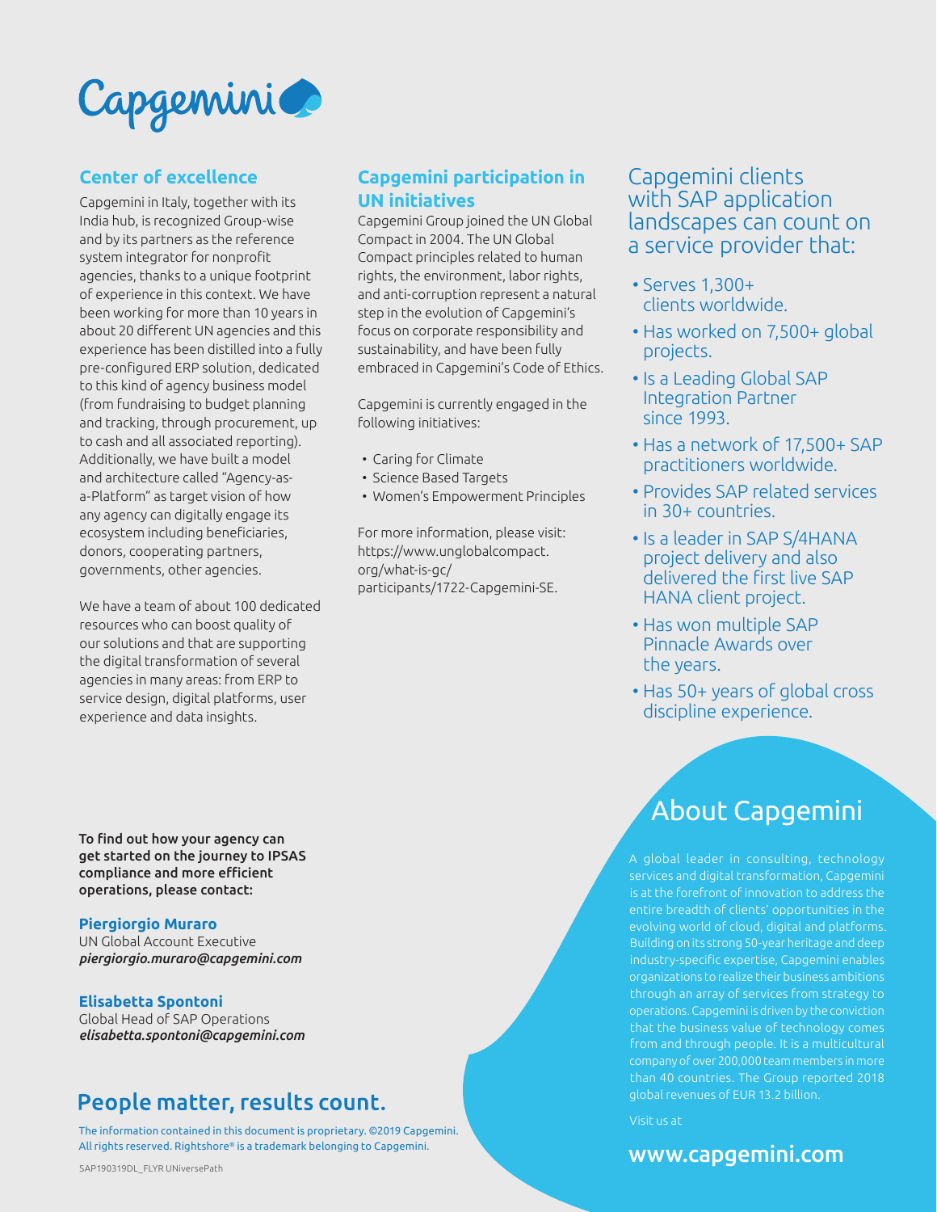Capgemini

## Center of excellence

Capgemini in Italy, together with its India hub, is recognized Group-wise and by its partners as the reference system integrator for nonprofit agencies, thanks to a unique footprint of experience in this context. We have been working for more than 10 years in about 20 different UN agencies and this experience has been distilled into a fully pre-configured ERP solution, dedicated to this kind of agency business model (from fundraising to budget planning and tracking, through procurement, up to cash and all associated reporting). Additionally, we have built a model and architecture called "Agency-as-a-Platform" as target vision of how any agency can digitally engage its ecosystem including beneficiaries, donors, cooperating partners, governments, other agencies.

We have a team of about 100 dedicated resources who can boost quality of our solutions and that are supporting the digital transformation of several agencies in many areas: from ERP to service design, digital platforms, user experience and data insights.

## Capgemini participation in UN initiatives

Capgemini Group joined the UN Global Compact in 2004. The UN Global Compact principles related to human rights, the environment, labor rights, and anti-corruption represent a natural step in the evolution of Capgemini's focus on corporate responsibility and sustainability, and have been fully embraced in Capgemini's Code of Ethics.

Capgemini is currently engaged in the following initiatives:

- Caring for Climate
- Science Based Targets
- Women's Empowerment Principles

For more information, please visit: https://www.unglobalcompact.org/what-is-gc/participants/1722-Capgemini-SE.

## Capgemini clients with SAP application landscapes can count on a service provider that:

- Serves 1,300+ clients worldwide.
- Has worked on 7,500+ global projects.
- Is a Leading Global SAP Integration Partner since 1993.
- Has a network of 17,500+ SAP practitioners worldwide.
- Provides SAP related services in 30+ countries.
- Is a leader in SAP S/4HANA project delivery and also delivered the first live SAP HANA client project.
- Has won multiple SAP Pinnacle Awards over the years.
- Has 50+ years of global cross discipline experience.

**To find out how your agency can get started on the journey to IPSAS compliance and more efficient operations, please contact:**

**Piergiorgio Muraro**
UN Global Account Executive
***piergiorgio.muraro@capgemini.com***

**Elisabetta Spontoni**
Global Head of SAP Operations
***elisabetta.spontoni@capgemini.com***

## About Capgemini

A global leader in consulting, technology services and digital transformation, Capgemini is at the forefront of innovation to address the entire breadth of clients' opportunities in the evolving world of cloud, digital and platforms. Building on its strong 50-year heritage and deep industry-specific expertise, Capgemini enables organizations to realize their business ambitions through an array of services from strategy to operations. Capgemini is driven by the conviction that the business value of technology comes from and through people. It is a multicultural company of over 200,000 team members in more than 40 countries. The Group reported 2018 global revenues of EUR 13.2 billion.

Visit us at

**www.capgemini.com**

## People matter, results count.

The information contained in this document is proprietary. ©2019 Capgemini. All rights reserved. Rightshore® is a trademark belonging to Capgemini.

SAP190319DL_FLYR UNiversePath